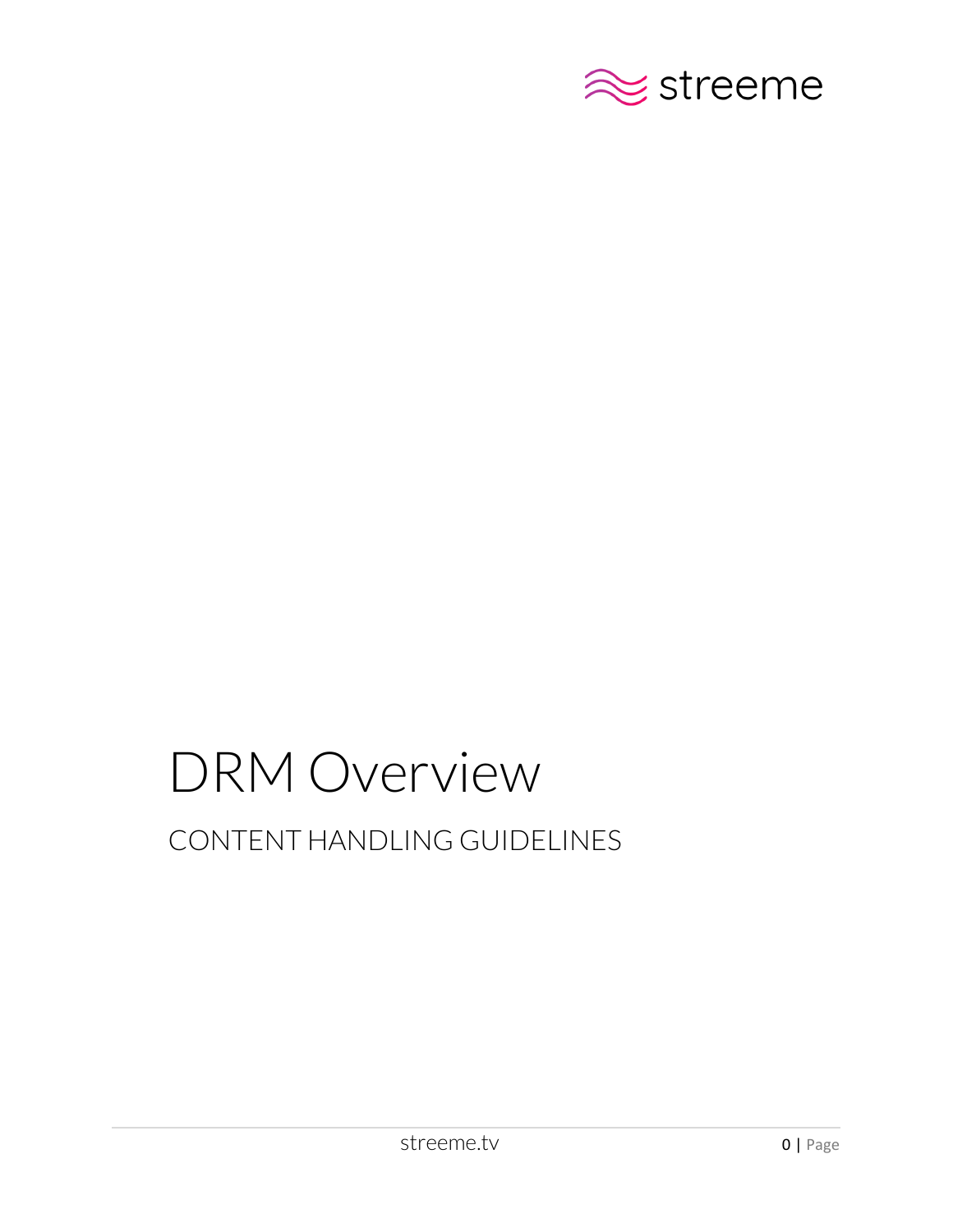streeme

# DRM Overview

## CONTENT HANDLING GUIDELINES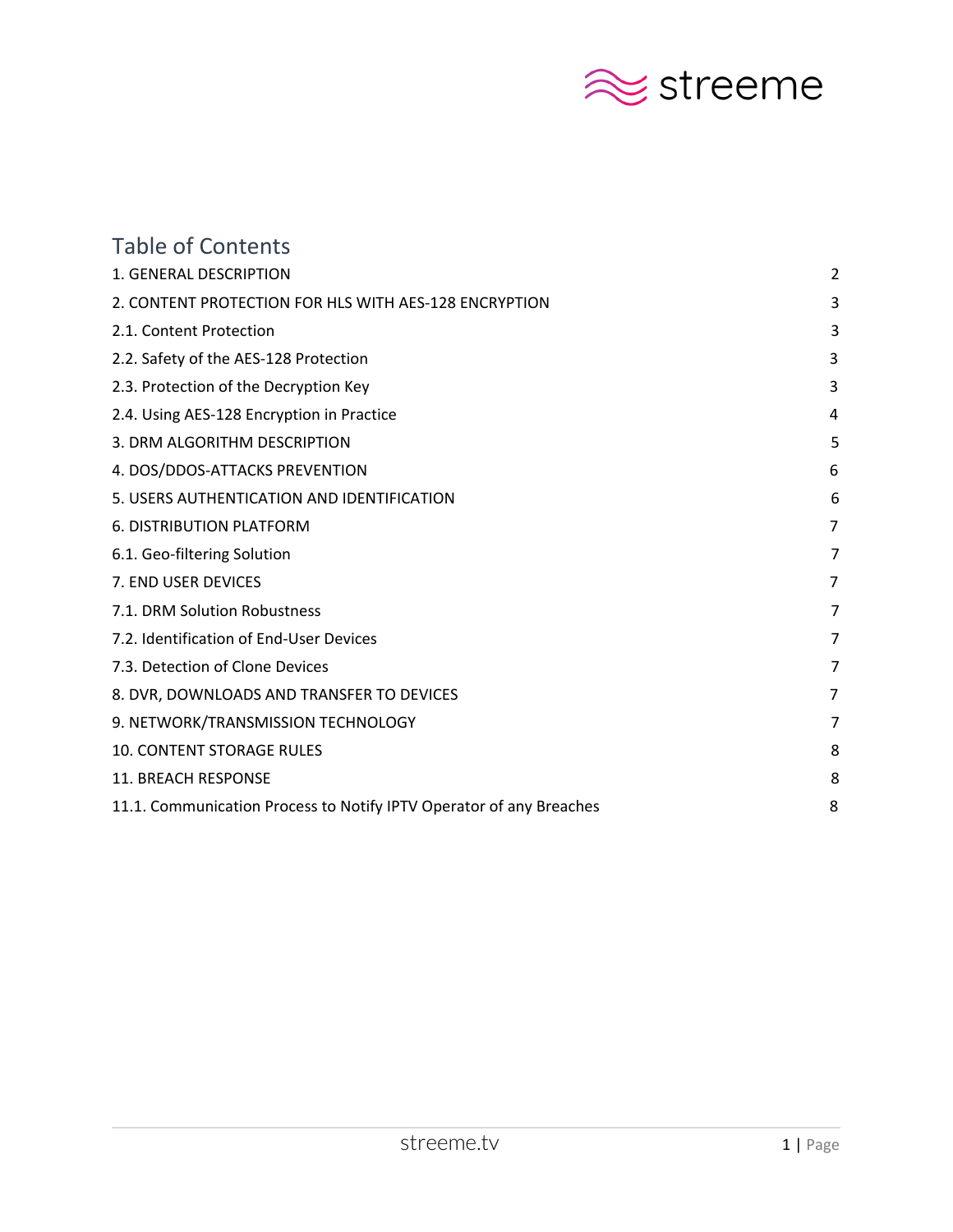# Table of Contents

| | |
|---|---|
| 1. GENERAL DESCRIPTION | 2 |
| 2. CONTENT PROTECTION FOR HLS WITH AES-128 ENCRYPTION | 3 |
| 2.1. Content Protection | 3 |
| 2.2. Safety of the AES-128 Protection | 3 |
| 2.3. Protection of the Decryption Key | 3 |
| 2.4. Using AES-128 Encryption in Practice | 4 |
| 3. DRM ALGORITHM DESCRIPTION | 5 |
| 4. DOS/DDOS-ATTACKS PREVENTION | 6 |
| 5. USERS AUTHENTICATION AND IDENTIFICATION | 6 |
| 6. DISTRIBUTION PLATFORM | 7 |
| 6.1. Geo-filtering Solution | 7 |
| 7. END USER DEVICES | 7 |
| 7.1. DRM Solution Robustness | 7 |
| 7.2. Identification of End-User Devices | 7 |
| 7.3. Detection of Clone Devices | 7 |
| 8. DVR, DOWNLOADS AND TRANSFER TO DEVICES | 7 |
| 9. NETWORK/TRANSMISSION TECHNOLOGY | 7 |
| 10. CONTENT STORAGE RULES | 8 |
| 11. BREACH RESPONSE | 8 |
| 11.1. Communication Process to Notify IPTV Operator of any Breaches | 8 |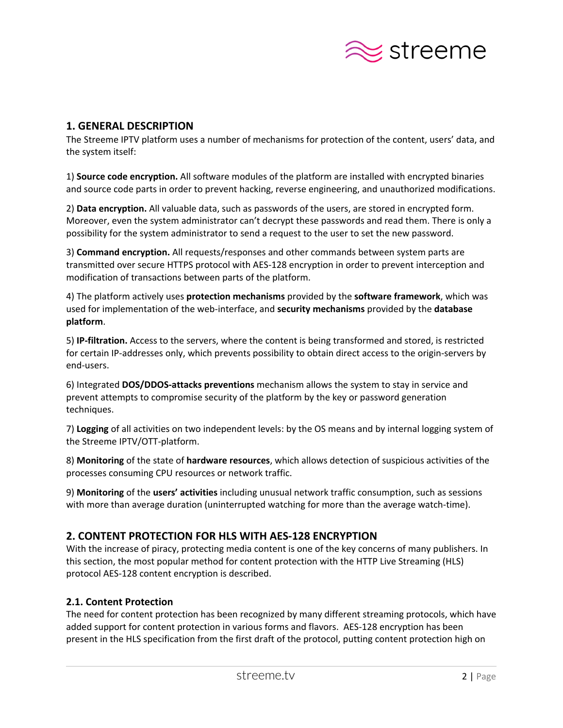## 1. GENERAL DESCRIPTION

The Streeme IPTV platform uses a number of mechanisms for protection of the content, users' data, and the system itself:

1) **Source code encryption.** All software modules of the platform are installed with encrypted binaries and source code parts in order to prevent hacking, reverse engineering, and unauthorized modifications.

2) **Data encryption.** All valuable data, such as passwords of the users, are stored in encrypted form. Moreover, even the system administrator can't decrypt these passwords and read them. There is only a possibility for the system administrator to send a request to the user to set the new password.

3) **Command encryption.** All requests/responses and other commands between system parts are transmitted over secure HTTPS protocol with AES-128 encryption in order to prevent interception and modification of transactions between parts of the platform.

4) The platform actively uses **protection mechanisms** provided by the **software framework**, which was used for implementation of the web-interface, and **security mechanisms** provided by the **database platform**.

5) **IP-filtration.** Access to the servers, where the content is being transformed and stored, is restricted for certain IP-addresses only, which prevents possibility to obtain direct access to the origin-servers by end-users.

6) Integrated **DOS/DDOS-attacks preventions** mechanism allows the system to stay in service and prevent attempts to compromise security of the platform by the key or password generation techniques.

7) **Logging** of all activities on two independent levels: by the OS means and by internal logging system of the Streeme IPTV/OTT-platform.

8) **Monitoring** of the state of **hardware resources**, which allows detection of suspicious activities of the processes consuming CPU resources or network traffic.

9) **Monitoring** of the **users' activities** including unusual network traffic consumption, such as sessions with more than average duration (uninterrupted watching for more than the average watch-time).

## 2. CONTENT PROTECTION FOR HLS WITH AES-128 ENCRYPTION

With the increase of piracy, protecting media content is one of the key concerns of many publishers. In this section, the most popular method for content protection with the HTTP Live Streaming (HLS) protocol AES-128 content encryption is described.

### 2.1. Content Protection

The need for content protection has been recognized by many different streaming protocols, which have added support for content protection in various forms and flavors. AES-128 encryption has been present in the HLS specification from the first draft of the protocol, putting content protection high on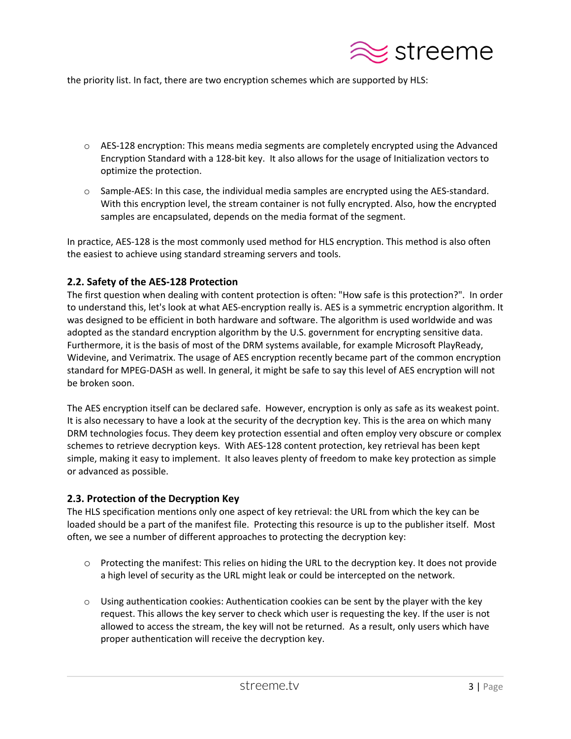the priority list. In fact, there are two encryption schemes which are supported by HLS:

- AES-128 encryption: This means media segments are completely encrypted using the Advanced Encryption Standard with a 128-bit key. It also allows for the usage of Initialization vectors to optimize the protection.
- Sample-AES: In this case, the individual media samples are encrypted using the AES-standard. With this encryption level, the stream container is not fully encrypted. Also, how the encrypted samples are encapsulated, depends on the media format of the segment.

In practice, AES-128 is the most commonly used method for HLS encryption. This method is also often the easiest to achieve using standard streaming servers and tools.

### 2.2. Safety of the AES-128 Protection

The first question when dealing with content protection is often: "How safe is this protection?". In order to understand this, let's look at what AES-encryption really is. AES is a symmetric encryption algorithm. It was designed to be efficient in both hardware and software. The algorithm is used worldwide and was adopted as the standard encryption algorithm by the U.S. government for encrypting sensitive data. Furthermore, it is the basis of most of the DRM systems available, for example Microsoft PlayReady, Widevine, and Verimatrix. The usage of AES encryption recently became part of the common encryption standard for MPEG-DASH as well. In general, it might be safe to say this level of AES encryption will not be broken soon.

The AES encryption itself can be declared safe. However, encryption is only as safe as its weakest point. It is also necessary to have a look at the security of the decryption key. This is the area on which many DRM technologies focus. They deem key protection essential and often employ very obscure or complex schemes to retrieve decryption keys. With AES-128 content protection, key retrieval has been kept simple, making it easy to implement. It also leaves plenty of freedom to make key protection as simple or advanced as possible.

### 2.3. Protection of the Decryption Key

The HLS specification mentions only one aspect of key retrieval: the URL from which the key can be loaded should be a part of the manifest file. Protecting this resource is up to the publisher itself. Most often, we see a number of different approaches to protecting the decryption key:

- Protecting the manifest: This relies on hiding the URL to the decryption key. It does not provide a high level of security as the URL might leak or could be intercepted on the network.
- Using authentication cookies: Authentication cookies can be sent by the player with the key request. This allows the key server to check which user is requesting the key. If the user is not allowed to access the stream, the key will not be returned. As a result, only users which have proper authentication will receive the decryption key.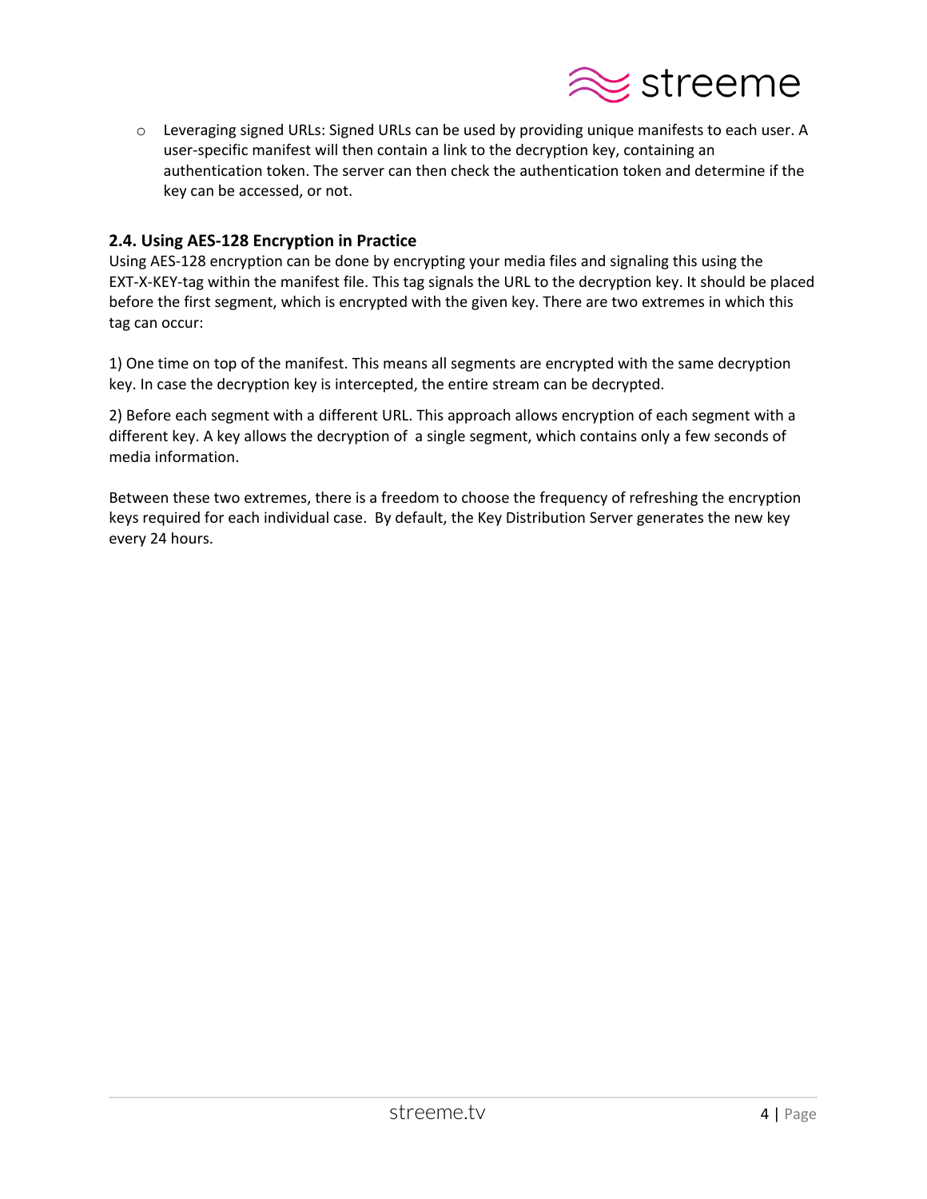- Leveraging signed URLs: Signed URLs can be used by providing unique manifests to each user. A user-specific manifest will then contain a link to the decryption key, containing an authentication token. The server can then check the authentication token and determine if the key can be accessed, or not.

### 2.4. Using AES-128 Encryption in Practice

Using AES-128 encryption can be done by encrypting your media files and signaling this using the EXT-X-KEY-tag within the manifest file. This tag signals the URL to the decryption key. It should be placed before the first segment, which is encrypted with the given key. There are two extremes in which this tag can occur:

1) One time on top of the manifest. This means all segments are encrypted with the same decryption key. In case the decryption key is intercepted, the entire stream can be decrypted.

2) Before each segment with a different URL. This approach allows encryption of each segment with a different key. A key allows the decryption of a single segment, which contains only a few seconds of media information.

Between these two extremes, there is a freedom to choose the frequency of refreshing the encryption keys required for each individual case. By default, the Key Distribution Server generates the new key every 24 hours.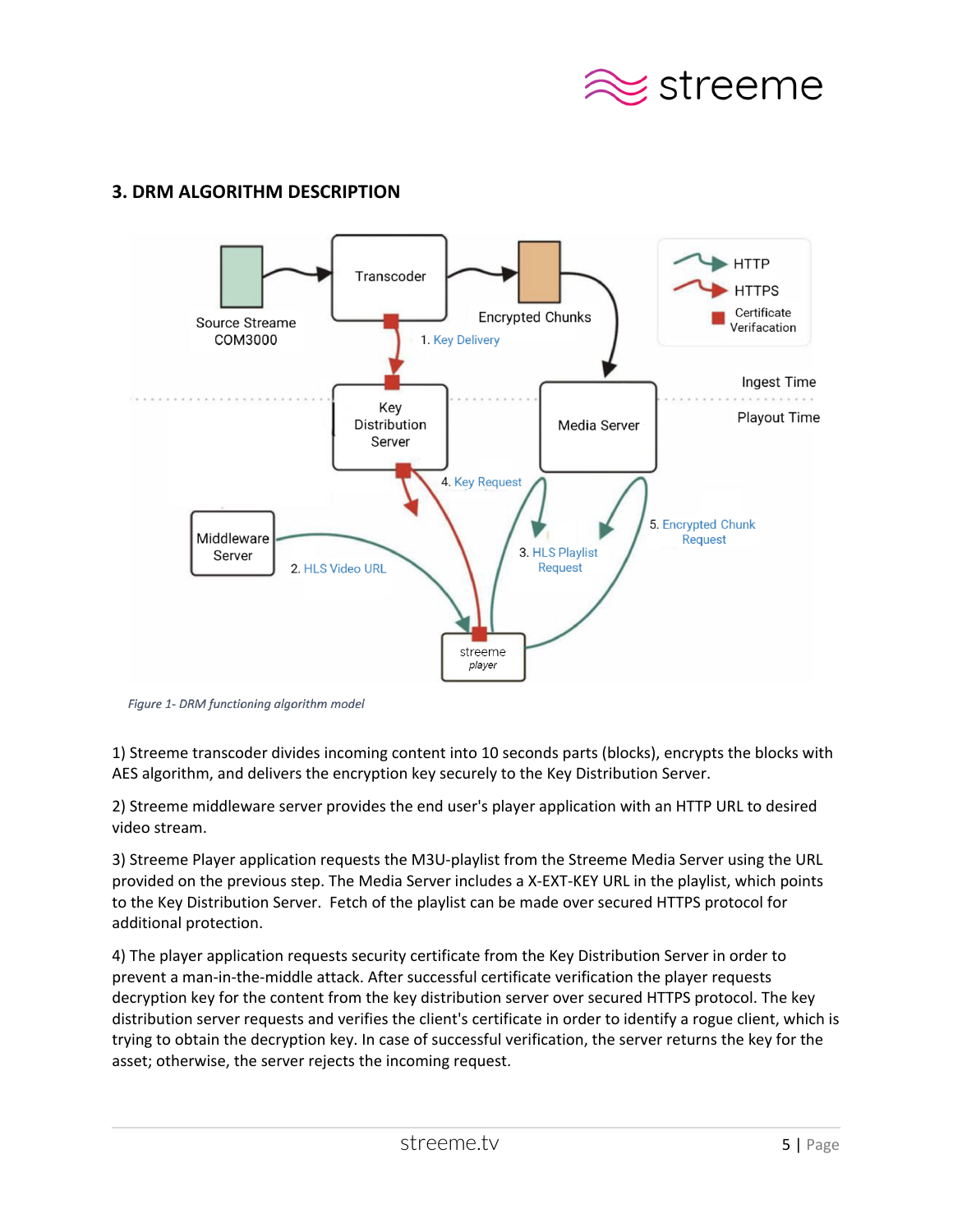## 3. DRM ALGORITHM DESCRIPTION

*Figure 1- DRM functioning algorithm model*

1) Streeme transcoder divides incoming content into 10 seconds parts (blocks), encrypts the blocks with AES algorithm, and delivers the encryption key securely to the Key Distribution Server.

2) Streeme middleware server provides the end user's player application with an HTTP URL to desired video stream.

3) Streeme Player application requests the M3U-playlist from the Streeme Media Server using the URL provided on the previous step. The Media Server includes a X-EXT-KEY URL in the playlist, which points to the Key Distribution Server. Fetch of the playlist can be made over secured HTTPS protocol for additional protection.

4) The player application requests security certificate from the Key Distribution Server in order to prevent a man-in-the-middle attack. After successful certificate verification the player requests decryption key for the content from the key distribution server over secured HTTPS protocol. The key distribution server requests and verifies the client's certificate in order to identify a rogue client, which is trying to obtain the decryption key. In case of successful verification, the server returns the key for the asset; otherwise, the server rejects the incoming request.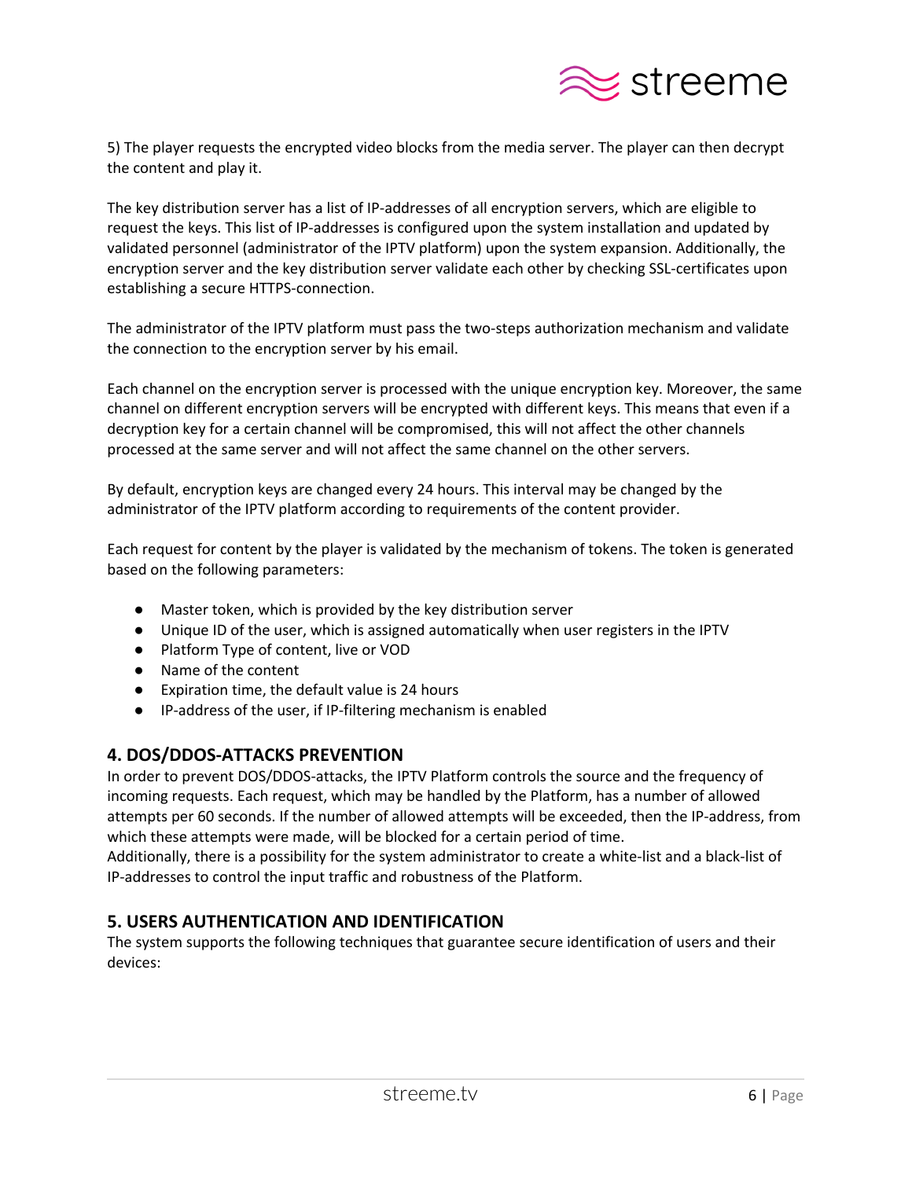5) The player requests the encrypted video blocks from the media server. The player can then decrypt the content and play it.

The key distribution server has a list of IP-addresses of all encryption servers, which are eligible to request the keys. This list of IP-addresses is configured upon the system installation and updated by validated personnel (administrator of the IPTV platform) upon the system expansion. Additionally, the encryption server and the key distribution server validate each other by checking SSL-certificates upon establishing a secure HTTPS-connection.

The administrator of the IPTV platform must pass the two-steps authorization mechanism and validate the connection to the encryption server by his email.

Each channel on the encryption server is processed with the unique encryption key. Moreover, the same channel on different encryption servers will be encrypted with different keys. This means that even if a decryption key for a certain channel will be compromised, this will not affect the other channels processed at the same server and will not affect the same channel on the other servers.

By default, encryption keys are changed every 24 hours. This interval may be changed by the administrator of the IPTV platform according to requirements of the content provider.

Each request for content by the player is validated by the mechanism of tokens. The token is generated based on the following parameters:

- Master token, which is provided by the key distribution server
- Unique ID of the user, which is assigned automatically when user registers in the IPTV
- Platform Type of content, live or VOD
- Name of the content
- Expiration time, the default value is 24 hours
- IP-address of the user, if IP-filtering mechanism is enabled

## 4. DOS/DDOS-ATTACKS PREVENTION

In order to prevent DOS/DDOS-attacks, the IPTV Platform controls the source and the frequency of incoming requests. Each request, which may be handled by the Platform, has a number of allowed attempts per 60 seconds. If the number of allowed attempts will be exceeded, then the IP-address, from which these attempts were made, will be blocked for a certain period of time.
Additionally, there is a possibility for the system administrator to create a white-list and a black-list of IP-addresses to control the input traffic and robustness of the Platform.

## 5. USERS AUTHENTICATION AND IDENTIFICATION

The system supports the following techniques that guarantee secure identification of users and their devices: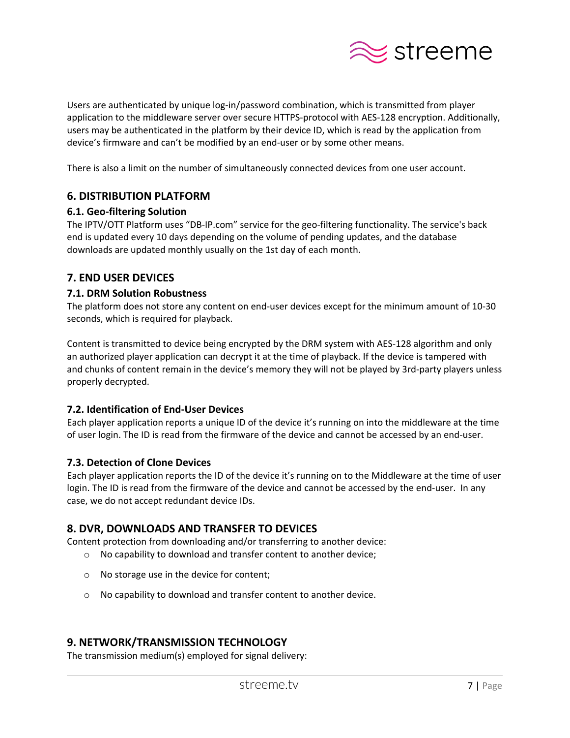Users are authenticated by unique log-in/password combination, which is transmitted from player application to the middleware server over secure HTTPS-protocol with AES-128 encryption. Additionally, users may be authenticated in the platform by their device ID, which is read by the application from device's firmware and can't be modified by an end-user or by some other means.

There is also a limit on the number of simultaneously connected devices from one user account.

## 6. DISTRIBUTION PLATFORM

### 6.1. Geo-filtering Solution

The IPTV/OTT Platform uses "DB-IP.com" service for the geo-filtering functionality. The service's back end is updated every 10 days depending on the volume of pending updates, and the database downloads are updated monthly usually on the 1st day of each month.

## 7. END USER DEVICES

### 7.1. DRM Solution Robustness

The platform does not store any content on end-user devices except for the minimum amount of 10-30 seconds, which is required for playback.

Content is transmitted to device being encrypted by the DRM system with AES-128 algorithm and only an authorized player application can decrypt it at the time of playback. If the device is tampered with and chunks of content remain in the device's memory they will not be played by 3rd-party players unless properly decrypted.

### 7.2. Identification of End-User Devices

Each player application reports a unique ID of the device it's running on into the middleware at the time of user login. The ID is read from the firmware of the device and cannot be accessed by an end-user.

### 7.3. Detection of Clone Devices

Each player application reports the ID of the device it's running on to the Middleware at the time of user login. The ID is read from the firmware of the device and cannot be accessed by the end-user. In any case, we do not accept redundant device IDs.

## 8. DVR, DOWNLOADS AND TRANSFER TO DEVICES

Content protection from downloading and/or transferring to another device:

- No capability to download and transfer content to another device;
- No storage use in the device for content;
- No capability to download and transfer content to another device.

## 9. NETWORK/TRANSMISSION TECHNOLOGY

The transmission medium(s) employed for signal delivery: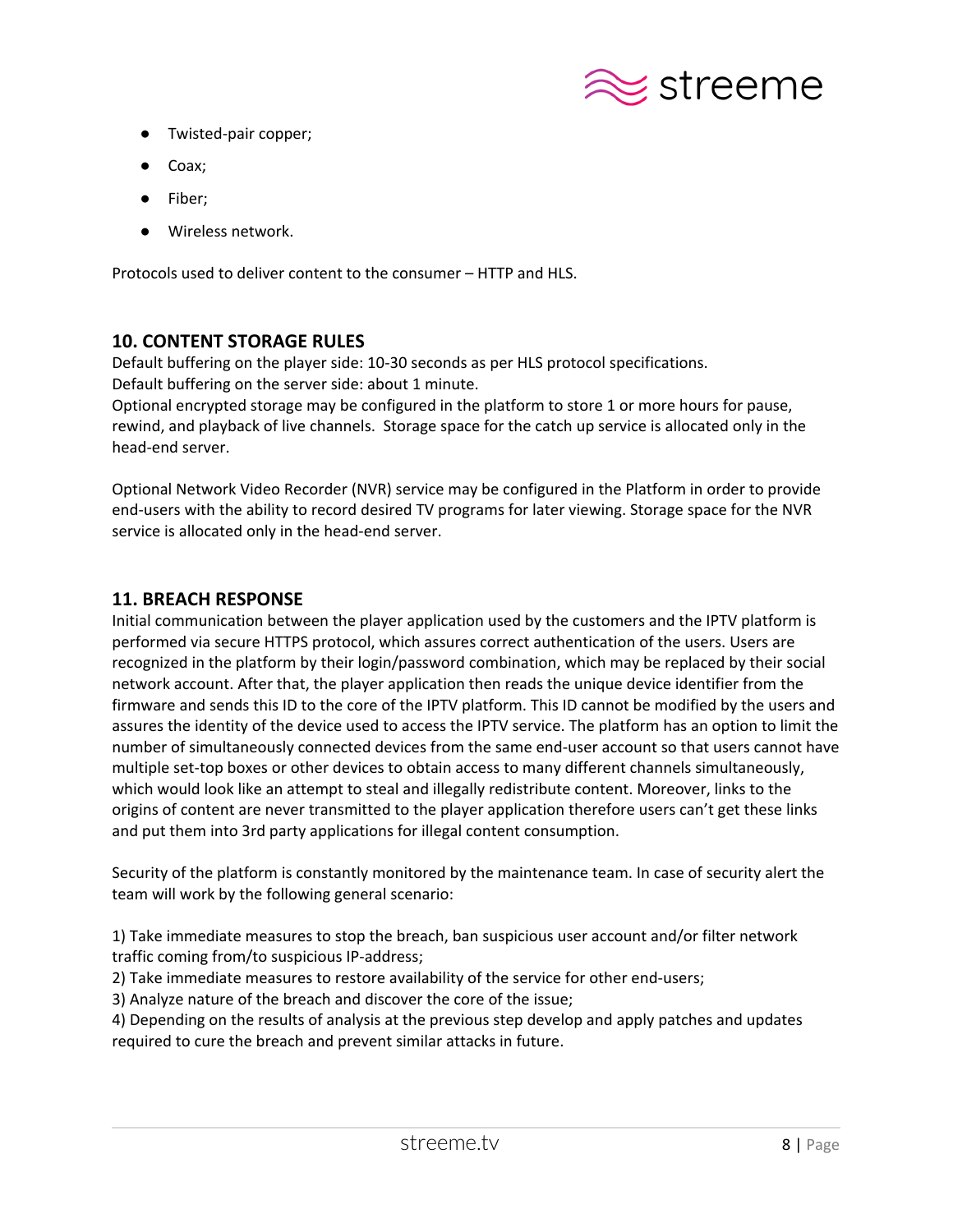- Twisted-pair copper;
- Coax;
- Fiber;
- Wireless network.

Protocols used to deliver content to the consumer – HTTP and HLS.

## 10. CONTENT STORAGE RULES

Default buffering on the player side: 10-30 seconds as per HLS protocol specifications.
Default buffering on the server side: about 1 minute.
Optional encrypted storage may be configured in the platform to store 1 or more hours for pause, rewind, and playback of live channels. Storage space for the catch up service is allocated only in the head-end server.

Optional Network Video Recorder (NVR) service may be configured in the Platform in order to provide end-users with the ability to record desired TV programs for later viewing. Storage space for the NVR service is allocated only in the head-end server.

## 11. BREACH RESPONSE

Initial communication between the player application used by the customers and the IPTV platform is performed via secure HTTPS protocol, which assures correct authentication of the users. Users are recognized in the platform by their login/password combination, which may be replaced by their social network account. After that, the player application then reads the unique device identifier from the firmware and sends this ID to the core of the IPTV platform. This ID cannot be modified by the users and assures the identity of the device used to access the IPTV service. The platform has an option to limit the number of simultaneously connected devices from the same end-user account so that users cannot have multiple set-top boxes or other devices to obtain access to many different channels simultaneously, which would look like an attempt to steal and illegally redistribute content. Moreover, links to the origins of content are never transmitted to the player application therefore users can't get these links and put them into 3rd party applications for illegal content consumption.

Security of the platform is constantly monitored by the maintenance team. In case of security alert the team will work by the following general scenario:

1) Take immediate measures to stop the breach, ban suspicious user account and/or filter network traffic coming from/to suspicious IP-address;
2) Take immediate measures to restore availability of the service for other end-users;
3) Analyze nature of the breach and discover the core of the issue;
4) Depending on the results of analysis at the previous step develop and apply patches and updates required to cure the breach and prevent similar attacks in future.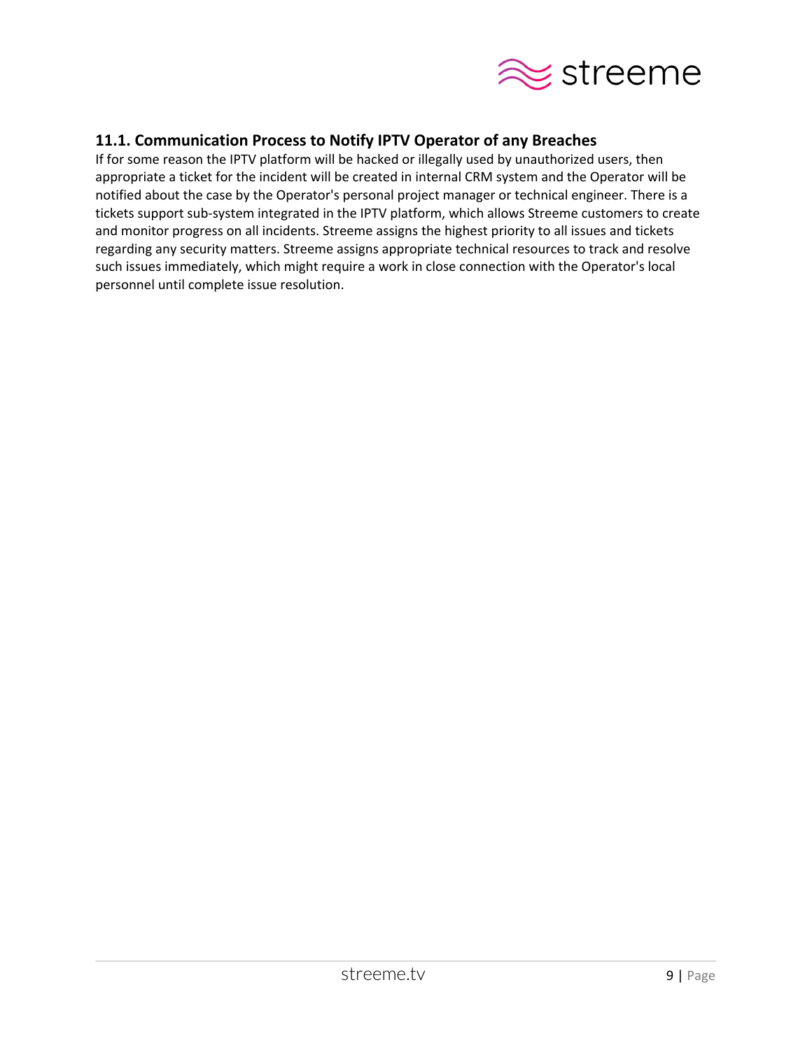## 11.1. Communication Process to Notify IPTV Operator of any Breaches

If for some reason the IPTV platform will be hacked or illegally used by unauthorized users, then appropriate a ticket for the incident will be created in internal CRM system and the Operator will be notified about the case by the Operator's personal project manager or technical engineer. There is a tickets support sub-system integrated in the IPTV platform, which allows Streeme customers to create and monitor progress on all incidents. Streeme assigns the highest priority to all issues and tickets regarding any security matters. Streeme assigns appropriate technical resources to track and resolve such issues immediately, which might require a work in close connection with the Operator's local personnel until complete issue resolution.